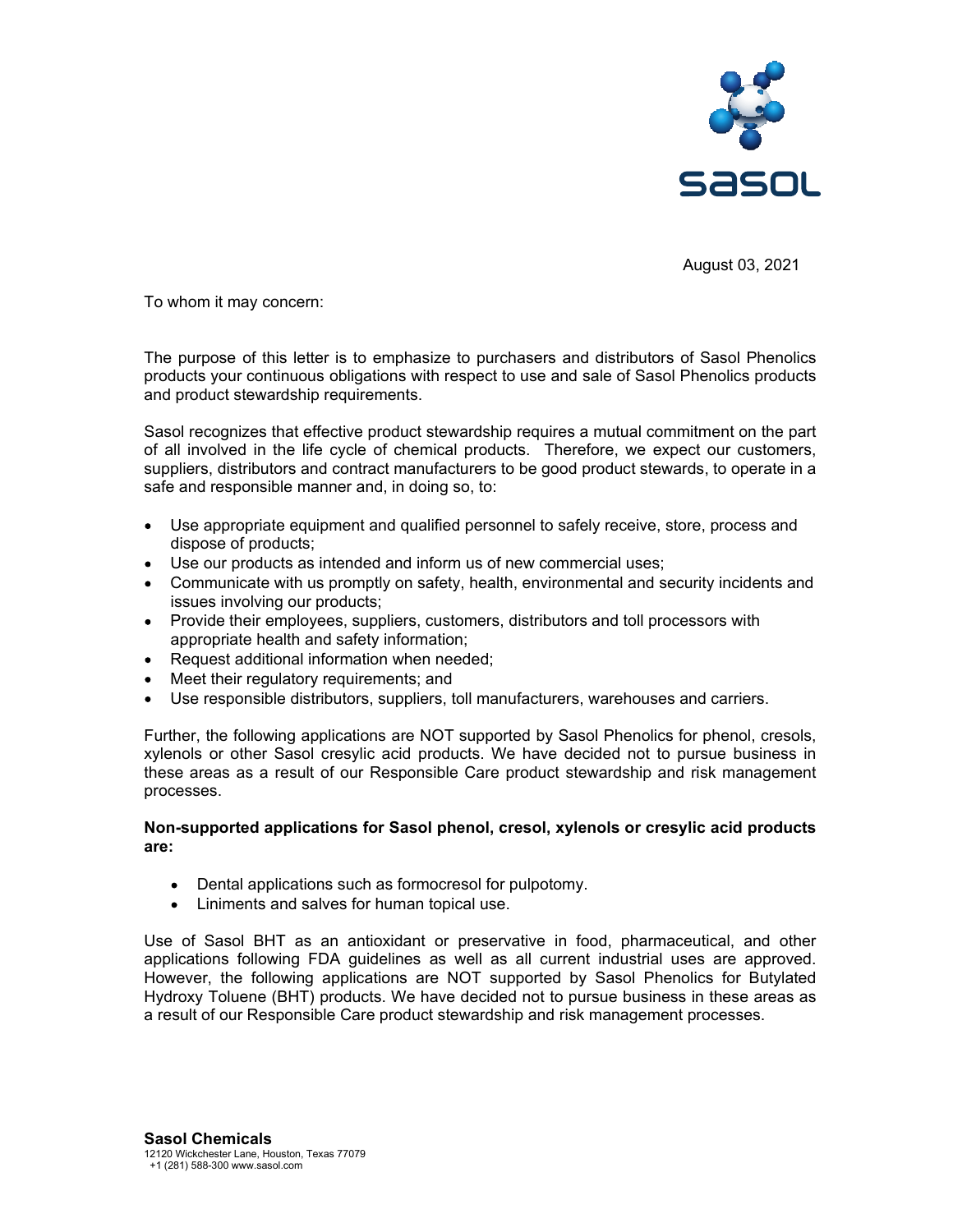August 03, 2021

To whom it may concern:

The purpose of this letter is to emphasize to purchasers and distributors of Sasol Phenolics products your continuous obligations with respect to use and sale of Sasol Phenolics products and product stewardship requirements.

Sasol recognizes that effective product stewardship requires a mutual commitment on the part of all involved in the life cycle of chemical products. Therefore, we expect our customers, suppliers, distributors and contract manufacturers to be good product stewards, to operate in a safe and responsible manner and, in doing so, to:

- Use appropriate equipment and qualified personnel to safely receive, store, process and dispose of products;
- Use our products as intended and inform us of new commercial uses;
- Communicate with us promptly on safety, health, environmental and security incidents and issues involving our products;
- Provide their employees, suppliers, customers, distributors and toll processors with appropriate health and safety information;
- Request additional information when needed;
- Meet their regulatory requirements; and
- Use responsible distributors, suppliers, toll manufacturers, warehouses and carriers.

Further, the following applications are NOT supported by Sasol Phenolics for phenol, cresols, xylenols or other Sasol cresylic acid products. We have decided not to pursue business in these areas as a result of our Responsible Care product stewardship and risk management processes.

**Non-supported applications for Sasol phenol, cresol, xylenols or cresylic acid products are:**

- Dental applications such as formocresol for pulpotomy.
- Liniments and salves for human topical use.

Use of Sasol BHT as an antioxidant or preservative in food, pharmaceutical, and other applications following FDA guidelines as well as all current industrial uses are approved. However, the following applications are NOT supported by Sasol Phenolics for Butylated Hydroxy Toluene (BHT) products. We have decided not to pursue business in these areas as a result of our Responsible Care product stewardship and risk management processes.

**Sasol Chemicals**
12120 Wickchester Lane, Houston, Texas 77079
+1 (281) 588-300 www.sasol.com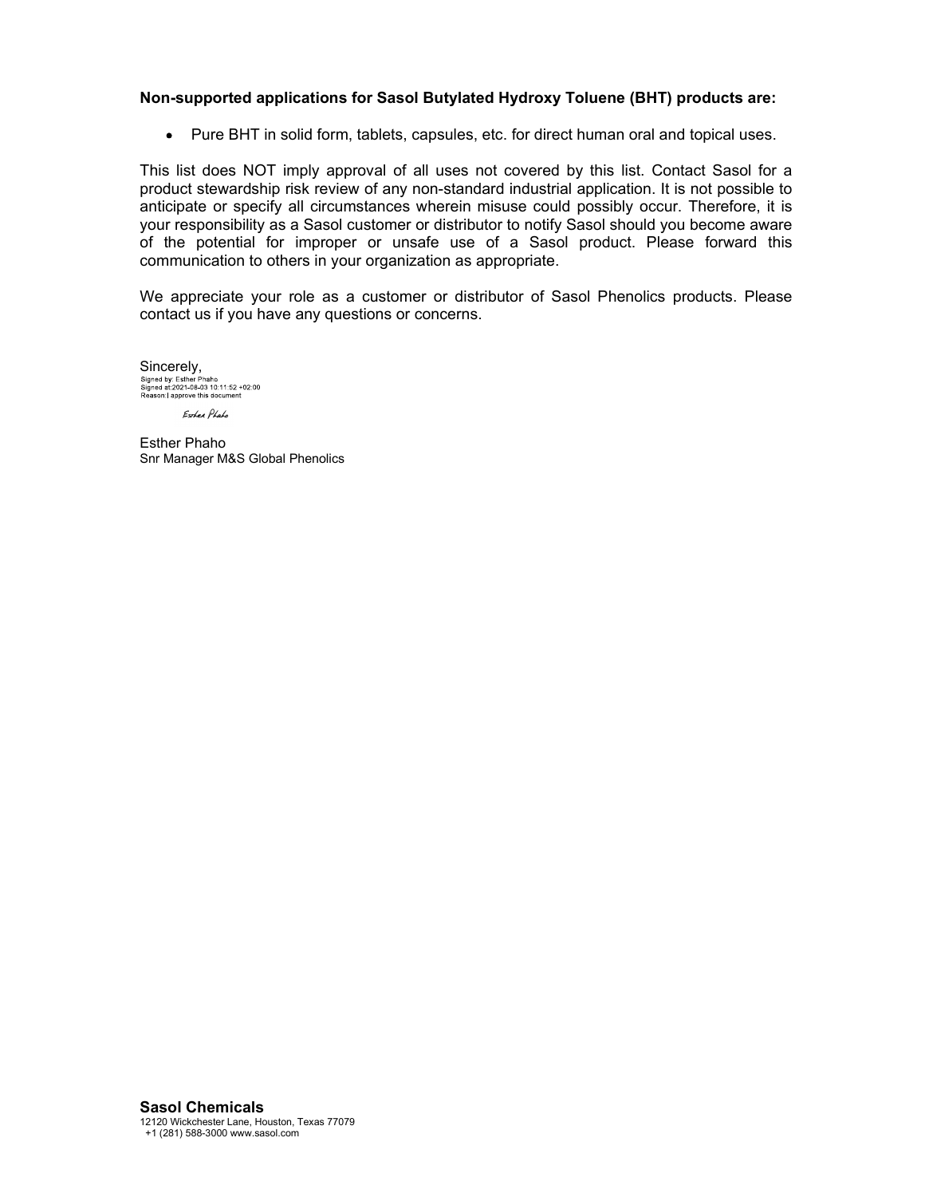**Non-supported applications for Sasol Butylated Hydroxy Toluene (BHT) products are:**

- Pure BHT in solid form, tablets, capsules, etc. for direct human oral and topical uses.

This list does NOT imply approval of all uses not covered by this list. Contact Sasol for a product stewardship risk review of any non-standard industrial application. It is not possible to anticipate or specify all circumstances wherein misuse could possibly occur. Therefore, it is your responsibility as a Sasol customer or distributor to notify Sasol should you become aware of the potential for improper or unsafe use of a Sasol product. Please forward this communication to others in your organization as appropriate.

We appreciate your role as a customer or distributor of Sasol Phenolics products. Please contact us if you have any questions or concerns.

Sincerely,

Signed by: Esther Phaho
Signed at:2021-08-03 10:11:52 +02:00
Reason: I approve this document

Esther Phaho

Esther Phaho
Snr Manager M&S Global Phenolics

**Sasol Chemicals**
12120 Wickchester Lane, Houston, Texas 77079
+1 (281) 588-3000 www.sasol.com